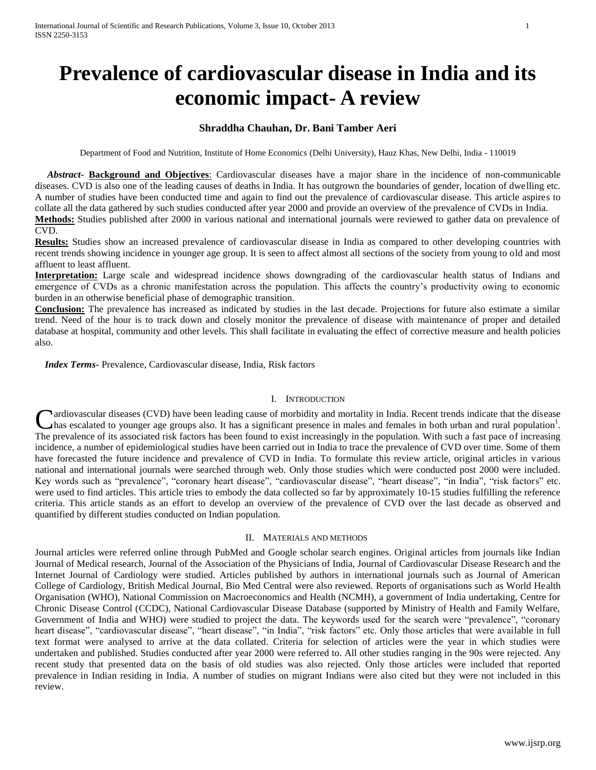# Prevalence of cardiovascular disease in India and its economic impact- A review

**Shraddha Chauhan, Dr. Bani Tamber Aeri**

Department of Food and Nutrition, Institute of Home Economics (Delhi University), Hauz Khas, New Delhi, India - 110019

***Abstract-*** **Background and Objectives**: Cardiovascular diseases have a major share in the incidence of non-communicable diseases. CVD is also one of the leading causes of deaths in India. It has outgrown the boundaries of gender, location of dwelling etc. A number of studies have been conducted time and again to find out the prevalence of cardiovascular disease. This article aspires to collate all the data gathered by such studies conducted after year 2000 and provide an overview of the prevalence of CVDs in India.

**Methods:** Studies published after 2000 in various national and international journals were reviewed to gather data on prevalence of CVD.

**Results:** Studies show an increased prevalence of cardiovascular disease in India as compared to other developing countries with recent trends showing incidence in younger age group. It is seen to affect almost all sections of the society from young to old and most affluent to least affluent.

**Interpretation:** Large scale and widespread incidence shows downgrading of the cardiovascular health status of Indians and emergence of CVDs as a chronic manifestation across the population. This affects the country's productivity owing to economic burden in an otherwise beneficial phase of demographic transition.

**Conclusion:** The prevalence has increased as indicated by studies in the last decade. Projections for future also estimate a similar trend. Need of the hour is to track down and closely monitor the prevalence of disease with maintenance of proper and detailed database at hospital, community and other levels. This shall facilitate in evaluating the effect of corrective measure and health policies also.

***Index Terms-*** Prevalence, Cardiovascular disease, India, Risk factors

## I. Introduction

Cardiovascular diseases (CVD) have been leading cause of morbidity and mortality in India. Recent trends indicate that the disease has escalated to younger age groups also. It has a significant presence in males and females in both urban and rural population[1]. The prevalence of its associated risk factors has been found to exist increasingly in the population. With such a fast pace of increasing incidence, a number of epidemiological studies have been carried out in India to trace the prevalence of CVD over time. Some of them have forecasted the future incidence and prevalence of CVD in India. To formulate this review article, original articles in various national and international journals were searched through web. Only those studies which were conducted post 2000 were included. Key words such as "prevalence", "coronary heart disease", "cardiovascular disease", "heart disease", "in India", "risk factors" etc. were used to find articles. This article tries to embody the data collected so far by approximately 10-15 studies fulfilling the reference criteria. This article stands as an effort to develop an overview of the prevalence of CVD over the last decade as observed and quantified by different studies conducted on Indian population.

## II. Materials and methods

Journal articles were referred online through PubMed and Google scholar search engines. Original articles from journals like Indian Journal of Medical research, Journal of the Association of the Physicians of India, Journal of Cardiovascular Disease Research and the Internet Journal of Cardiology were studied. Articles published by authors in international journals such as Journal of American College of Cardiology, British Medical Journal, Bio Med Central were also reviewed. Reports of organisations such as World Health Organisation (WHO), National Commission on Macroeconomics and Health (NCMH), a government of India undertaking, Centre for Chronic Disease Control (CCDC), National Cardiovascular Disease Database (supported by Ministry of Health and Family Welfare, Government of India and WHO) were studied to project the data. The keywords used for the search were "prevalence", "coronary heart disease", "cardiovascular disease", "heart disease", "in India", "risk factors" etc. Only those articles that were available in full text format were analysed to arrive at the data collated. Criteria for selection of articles were the year in which studies were undertaken and published. Studies conducted after year 2000 were referred to. All other studies ranging in the 90s were rejected. Any recent study that presented data on the basis of old studies was also rejected. Only those articles were included that reported prevalence in Indian residing in India. A number of studies on migrant Indians were also cited but they were not included in this review.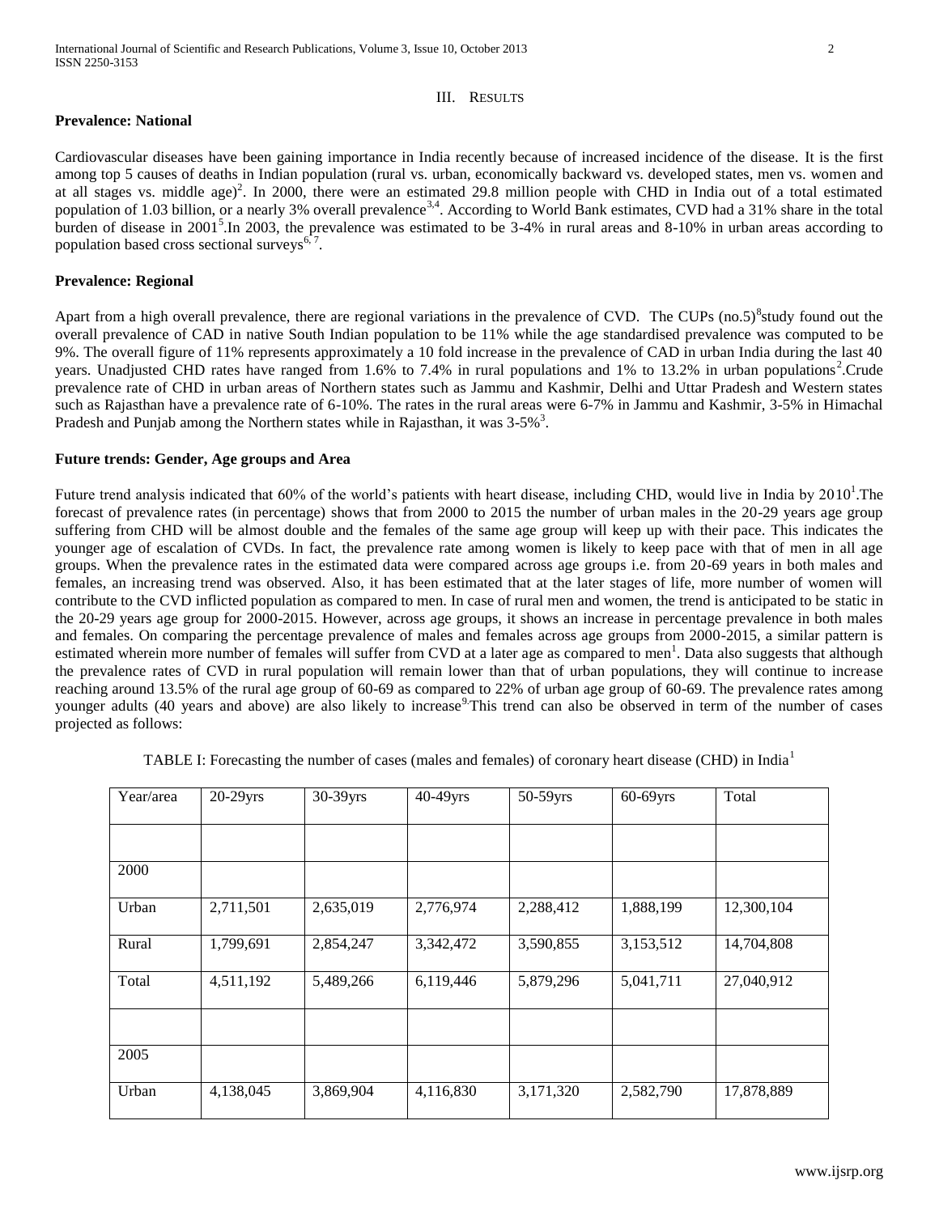## III. Results

**Prevalence: National**

Cardiovascular diseases have been gaining importance in India recently because of increased incidence of the disease. It is the first among top 5 causes of deaths in Indian population (rural vs. urban, economically backward vs. developed states, men vs. women and at all stages vs. middle age)[2]. In 2000, there were an estimated 29.8 million people with CHD in India out of a total estimated population of 1.03 billion, or a nearly 3% overall prevalence[3,4]. According to World Bank estimates, CVD had a 31% share in the total burden of disease in 2001[5].In 2003, the prevalence was estimated to be 3-4% in rural areas and 8-10% in urban areas according to population based cross sectional surveys[6, 7].

**Prevalence: Regional**

Apart from a high overall prevalence, there are regional variations in the prevalence of CVD. The CUPs (no.5)[8]study found out the overall prevalence of CAD in native South Indian population to be 11% while the age standardised prevalence was computed to be 9%. The overall figure of 11% represents approximately a 10 fold increase in the prevalence of CAD in urban India during the last 40 years. Unadjusted CHD rates have ranged from 1.6% to 7.4% in rural populations and 1% to 13.2% in urban populations[2].Crude prevalence rate of CHD in urban areas of Northern states such as Jammu and Kashmir, Delhi and Uttar Pradesh and Western states such as Rajasthan have a prevalence rate of 6-10%. The rates in the rural areas were 6-7% in Jammu and Kashmir, 3-5% in Himachal Pradesh and Punjab among the Northern states while in Rajasthan, it was 3-5%[3].

**Future trends: Gender, Age groups and Area**

Future trend analysis indicated that 60% of the world's patients with heart disease, including CHD, would live in India by 2010[1].The forecast of prevalence rates (in percentage) shows that from 2000 to 2015 the number of urban males in the 20-29 years age group suffering from CHD will be almost double and the females of the same age group will keep up with their pace. This indicates the younger age of escalation of CVDs. In fact, the prevalence rate among women is likely to keep pace with that of men in all age groups. When the prevalence rates in the estimated data were compared across age groups i.e. from 20-69 years in both males and females, an increasing trend was observed. Also, it has been estimated that at the later stages of life, more number of women will contribute to the CVD inflicted population as compared to men. In case of rural men and women, the trend is anticipated to be static in the 20-29 years age group for 2000-2015. However, across age groups, it shows an increase in percentage prevalence in both males and females. On comparing the percentage prevalence of males and females across age groups from 2000-2015, a similar pattern is estimated wherein more number of females will suffer from CVD at a later age as compared to men[1]. Data also suggests that although the prevalence rates of CVD in rural population will remain lower than that of urban populations, they will continue to increase reaching around 13.5% of the rural age group of 60-69 as compared to 22% of urban age group of 60-69. The prevalence rates among younger adults (40 years and above) are also likely to increase[9].This trend can also be observed in term of the number of cases projected as follows:

TABLE I: Forecasting the number of cases (males and females) of coronary heart disease (CHD) in India[1]

| Year/area | 20-29yrs | 30-39yrs | 40-49yrs | 50-59yrs | 60-69yrs | Total |
|---|---|---|---|---|---|---|
| | | | | | | |
| 2000 | | | | | | |
| Urban | 2,711,501 | 2,635,019 | 2,776,974 | 2,288,412 | 1,888,199 | 12,300,104 |
| Rural | 1,799,691 | 2,854,247 | 3,342,472 | 3,590,855 | 3,153,512 | 14,704,808 |
| Total | 4,511,192 | 5,489,266 | 6,119,446 | 5,879,296 | 5,041,711 | 27,040,912 |
| | | | | | | |
| 2005 | | | | | | |
| Urban | 4,138,045 | 3,869,904 | 4,116,830 | 3,171,320 | 2,582,790 | 17,878,889 |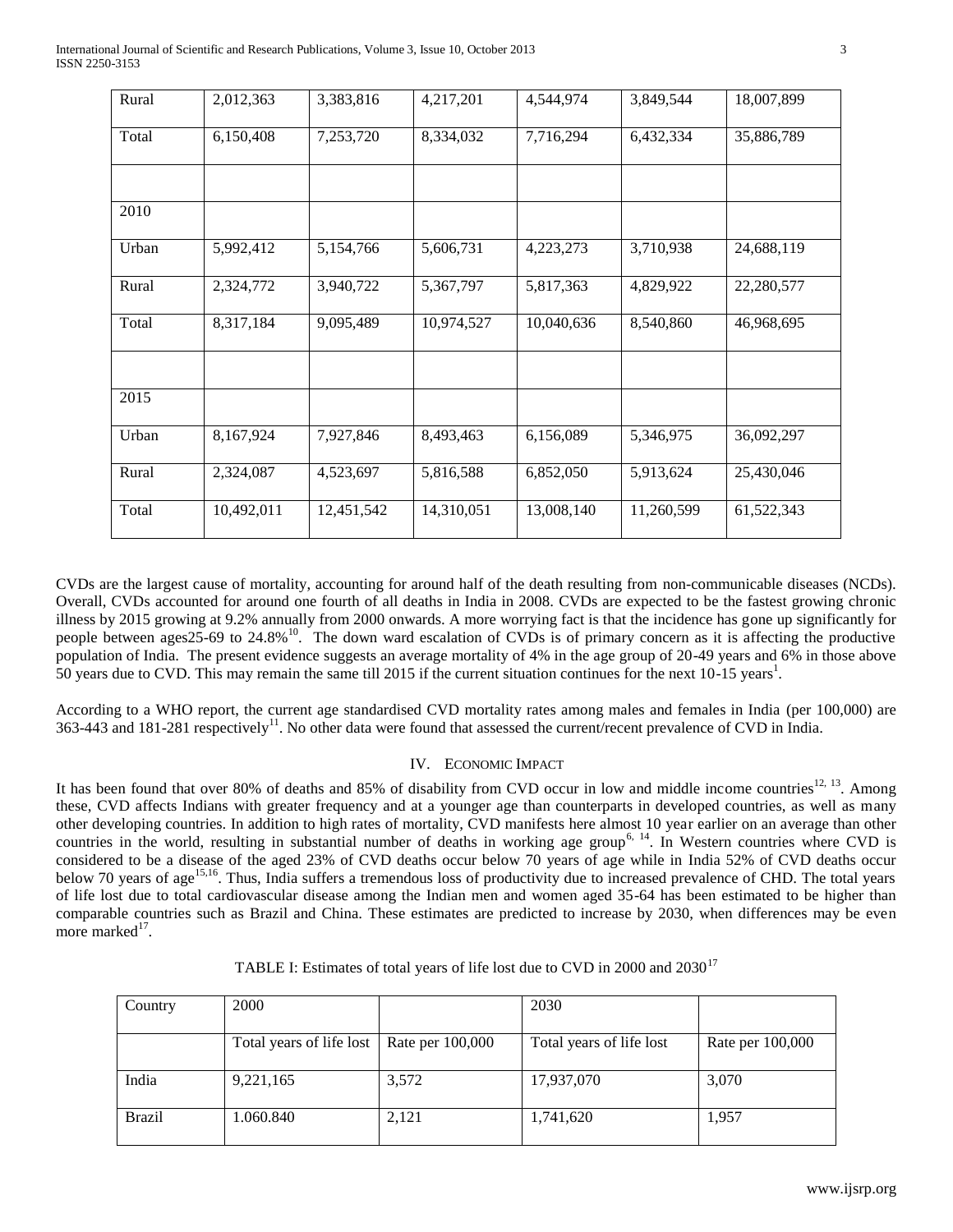| | | | | | | |
|---|---|---|---|---|---|---|
| Rural | 2,012,363 | 3,383,816 | 4,217,201 | 4,544,974 | 3,849,544 | 18,007,899 |
| Total | 6,150,408 | 7,253,720 | 8,334,032 | 7,716,294 | 6,432,334 | 35,886,789 |
| | | | | | | |
| 2010 | | | | | | |
| Urban | 5,992,412 | 5,154,766 | 5,606,731 | 4,223,273 | 3,710,938 | 24,688,119 |
| Rural | 2,324,772 | 3,940,722 | 5,367,797 | 5,817,363 | 4,829,922 | 22,280,577 |
| Total | 8,317,184 | 9,095,489 | 10,974,527 | 10,040,636 | 8,540,860 | 46,968,695 |
| | | | | | | |
| 2015 | | | | | | |
| Urban | 8,167,924 | 7,927,846 | 8,493,463 | 6,156,089 | 5,346,975 | 36,092,297 |
| Rural | 2,324,087 | 4,523,697 | 5,816,588 | 6,852,050 | 5,913,624 | 25,430,046 |
| Total | 10,492,011 | 12,451,542 | 14,310,051 | 13,008,140 | 11,260,599 | 61,522,343 |

CVDs are the largest cause of mortality, accounting for around half of the death resulting from non-communicable diseases (NCDs). Overall, CVDs accounted for around one fourth of all deaths in India in 2008. CVDs are expected to be the fastest growing chronic illness by 2015 growing at 9.2% annually from 2000 onwards. A more worrying fact is that the incidence has gone up significantly for people between ages25-69 to 24.8%[10]. The down ward escalation of CVDs is of primary concern as it is affecting the productive population of India. The present evidence suggests an average mortality of 4% in the age group of 20-49 years and 6% in those above 50 years due to CVD. This may remain the same till 2015 if the current situation continues for the next 10-15 years[1].

According to a WHO report, the current age standardised CVD mortality rates among males and females in India (per 100,000) are 363-443 and 181-281 respectively[11]. No other data were found that assessed the current/recent prevalence of CVD in India.

## IV. Economic Impact

It has been found that over 80% of deaths and 85% of disability from CVD occur in low and middle income countries[12, 13]. Among these, CVD affects Indians with greater frequency and at a younger age than counterparts in developed countries, as well as many other developing countries. In addition to high rates of mortality, CVD manifests here almost 10 year earlier on an average than other countries in the world, resulting in substantial number of deaths in working age group[6, 14]. In Western countries where CVD is considered to be a disease of the aged 23% of CVD deaths occur below 70 years of age while in India 52% of CVD deaths occur below 70 years of age[15,16]. Thus, India suffers a tremendous loss of productivity due to increased prevalence of CHD. The total years of life lost due to total cardiovascular disease among the Indian men and women aged 35-64 has been estimated to be higher than comparable countries such as Brazil and China. These estimates are predicted to increase by 2030, when differences may be even more marked[17].

TABLE I: Estimates of total years of life lost due to CVD in 2000 and 2030[17]

| Country | 2000 | | 2030 | |
|---|---|---|---|---|
| | Total years of life lost | Rate per 100,000 | Total years of life lost | Rate per 100,000 |
| India | 9,221,165 | 3,572 | 17,937,070 | 3,070 |
| Brazil | 1.060.840 | 2,121 | 1,741,620 | 1,957 |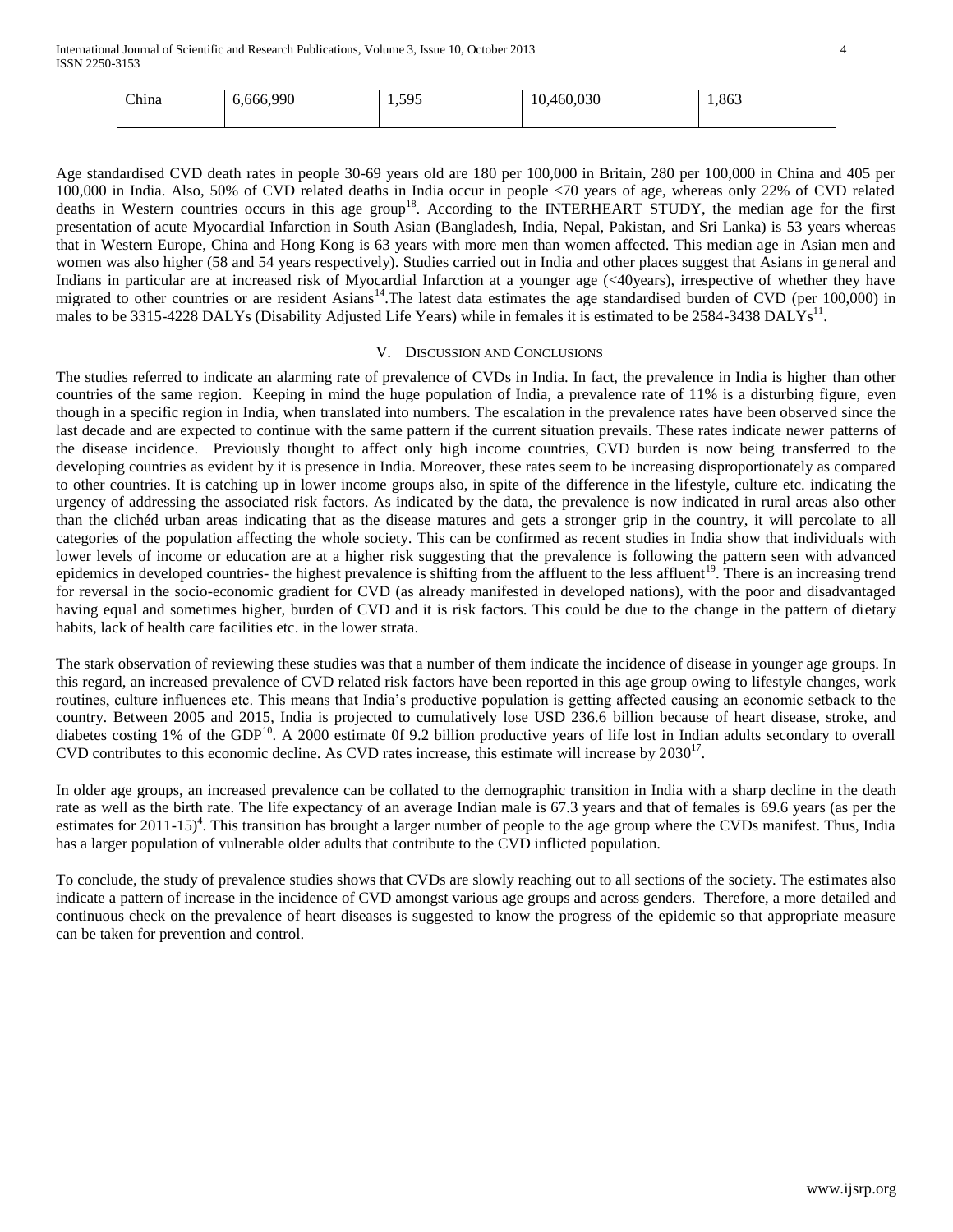| China | 6,666,990 | 1,595 | 10,460,030 | 1,863 |
| --- | --- | --- | --- | --- |

Age standardised CVD death rates in people 30-69 years old are 180 per 100,000 in Britain, 280 per 100,000 in China and 405 per 100,000 in India. Also, 50% of CVD related deaths in India occur in people <70 years of age, whereas only 22% of CVD related deaths in Western countries occurs in this age group[18]. According to the INTERHEART STUDY, the median age for the first presentation of acute Myocardial Infarction in South Asian (Bangladesh, India, Nepal, Pakistan, and Sri Lanka) is 53 years whereas that in Western Europe, China and Hong Kong is 63 years with more men than women affected. This median age in Asian men and women was also higher (58 and 54 years respectively). Studies carried out in India and other places suggest that Asians in general and Indians in particular are at increased risk of Myocardial Infarction at a younger age (<40years), irrespective of whether they have migrated to other countries or are resident Asians[14].The latest data estimates the age standardised burden of CVD (per 100,000) in males to be 3315-4228 DALYs (Disability Adjusted Life Years) while in females it is estimated to be 2584-3438 DALYs[11].

## V. Discussion and Conclusions

The studies referred to indicate an alarming rate of prevalence of CVDs in India. In fact, the prevalence in India is higher than other countries of the same region. Keeping in mind the huge population of India, a prevalence rate of 11% is a disturbing figure, even though in a specific region in India, when translated into numbers. The escalation in the prevalence rates have been observed since the last decade and are expected to continue with the same pattern if the current situation prevails. These rates indicate newer patterns of the disease incidence. Previously thought to affect only high income countries, CVD burden is now being transferred to the developing countries as evident by it is presence in India. Moreover, these rates seem to be increasing disproportionately as compared to other countries. It is catching up in lower income groups also, in spite of the difference in the lifestyle, culture etc. indicating the urgency of addressing the associated risk factors. As indicated by the data, the prevalence is now indicated in rural areas also other than the clichéd urban areas indicating that as the disease matures and gets a stronger grip in the country, it will percolate to all categories of the population affecting the whole society. This can be confirmed as recent studies in India show that individuals with lower levels of income or education are at a higher risk suggesting that the prevalence is following the pattern seen with advanced epidemics in developed countries- the highest prevalence is shifting from the affluent to the less affluent[19]. There is an increasing trend for reversal in the socio-economic gradient for CVD (as already manifested in developed nations), with the poor and disadvantaged having equal and sometimes higher, burden of CVD and it is risk factors. This could be due to the change in the pattern of dietary habits, lack of health care facilities etc. in the lower strata.

The stark observation of reviewing these studies was that a number of them indicate the incidence of disease in younger age groups. In this regard, an increased prevalence of CVD related risk factors have been reported in this age group owing to lifestyle changes, work routines, culture influences etc. This means that India's productive population is getting affected causing an economic setback to the country. Between 2005 and 2015, India is projected to cumulatively lose USD 236.6 billion because of heart disease, stroke, and diabetes costing 1% of the GDP[10]. A 2000 estimate 0f 9.2 billion productive years of life lost in Indian adults secondary to overall CVD contributes to this economic decline. As CVD rates increase, this estimate will increase by 2030[17].

In older age groups, an increased prevalence can be collated to the demographic transition in India with a sharp decline in the death rate as well as the birth rate. The life expectancy of an average Indian male is 67.3 years and that of females is 69.6 years (as per the estimates for 2011-15)[4]. This transition has brought a larger number of people to the age group where the CVDs manifest. Thus, India has a larger population of vulnerable older adults that contribute to the CVD inflicted population.

To conclude, the study of prevalence studies shows that CVDs are slowly reaching out to all sections of the society. The estimates also indicate a pattern of increase in the incidence of CVD amongst various age groups and across genders. Therefore, a more detailed and continuous check on the prevalence of heart diseases is suggested to know the progress of the epidemic so that appropriate measure can be taken for prevention and control.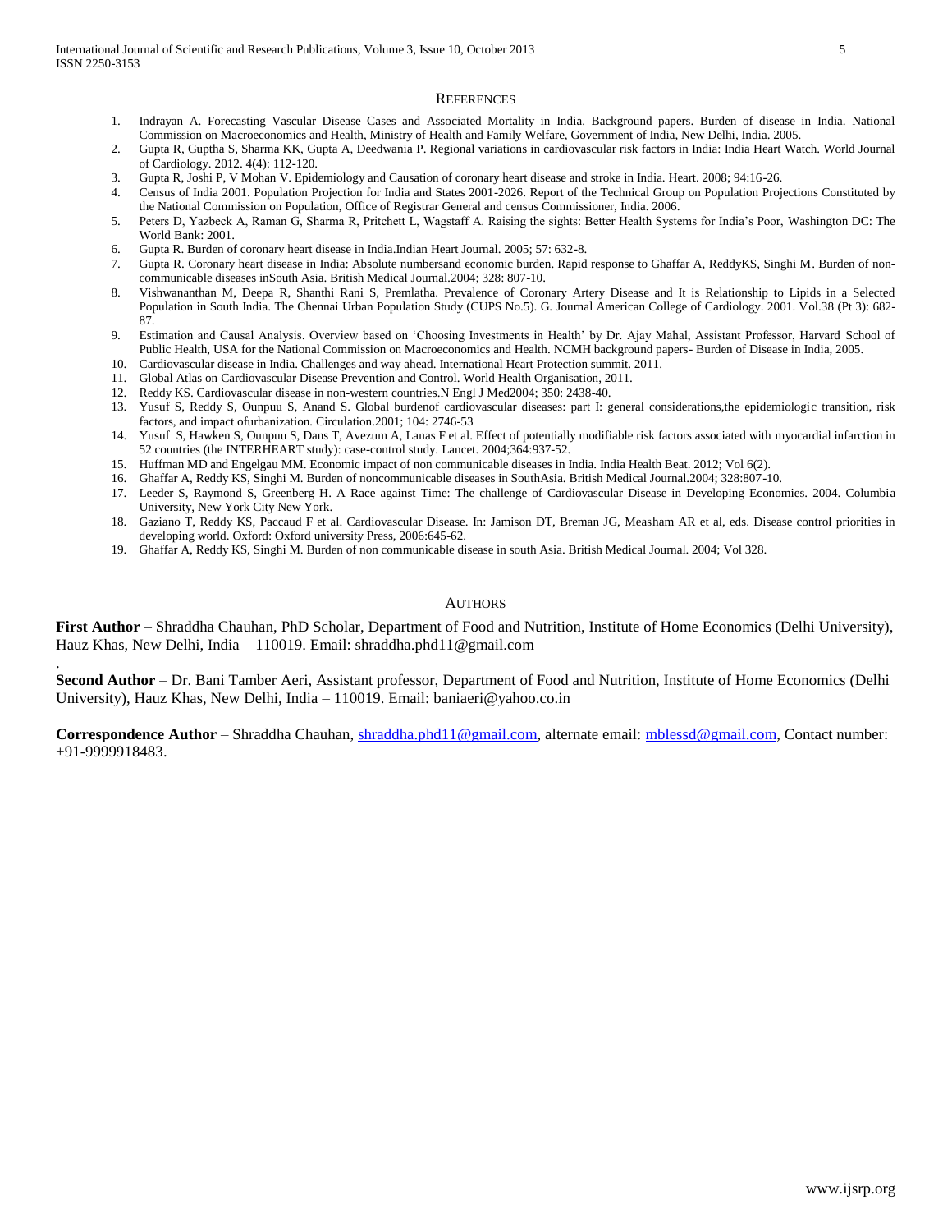## REFERENCES

1. Indrayan A. Forecasting Vascular Disease Cases and Associated Mortality in India. Background papers. Burden of disease in India. National Commission on Macroeconomics and Health, Ministry of Health and Family Welfare, Government of India, New Delhi, India. 2005.
2. Gupta R, Guptha S, Sharma KK, Gupta A, Deedwania P. Regional variations in cardiovascular risk factors in India: India Heart Watch. World Journal of Cardiology. 2012. 4(4): 112-120.
3. Gupta R, Joshi P, V Mohan V. Epidemiology and Causation of coronary heart disease and stroke in India. Heart. 2008; 94:16-26.
4. Census of India 2001. Population Projection for India and States 2001-2026. Report of the Technical Group on Population Projections Constituted by the National Commission on Population, Office of Registrar General and census Commissioner, India. 2006.
5. Peters D, Yazbeck A, Raman G, Sharma R, Pritchett L, Wagstaff A. Raising the sights: Better Health Systems for India's Poor, Washington DC: The World Bank: 2001.
6. Gupta R. Burden of coronary heart disease in India.Indian Heart Journal. 2005; 57: 632-8.
7. Gupta R. Coronary heart disease in India: Absolute numbersand economic burden. Rapid response to Ghaffar A, ReddyKS, Singhi M. Burden of non-communicable diseases inSouth Asia. British Medical Journal.2004; 328: 807-10.
8. Vishwananthan M, Deepa R, Shanthi Rani S, Premlatha. Prevalence of Coronary Artery Disease and It is Relationship to Lipids in a Selected Population in South India. The Chennai Urban Population Study (CUPS No.5). G. Journal American College of Cardiology. 2001. Vol.38 (Pt 3): 682-87.
9. Estimation and Causal Analysis. Overview based on 'Choosing Investments in Health' by Dr. Ajay Mahal, Assistant Professor, Harvard School of Public Health, USA for the National Commission on Macroeconomics and Health. NCMH background papers- Burden of Disease in India, 2005.
10. Cardiovascular disease in India. Challenges and way ahead. International Heart Protection summit. 2011.
11. Global Atlas on Cardiovascular Disease Prevention and Control. World Health Organisation, 2011.
12. Reddy KS. Cardiovascular disease in non-western countries.N Engl J Med2004; 350: 2438-40.
13. Yusuf S, Reddy S, Ounpuu S, Anand S. Global burdenof cardiovascular diseases: part I: general considerations,the epidemiologic transition, risk factors, and impact ofurbanization. Circulation.2001; 104: 2746-53
14. Yusuf S, Hawken S, Ounpuu S, Dans T, Avezum A, Lanas F et al. Effect of potentially modifiable risk factors associated with myocardial infarction in 52 countries (the INTERHEART study): case-control study. Lancet. 2004;364:937-52.
15. Huffman MD and Engelgau MM. Economic impact of non communicable diseases in India. India Health Beat. 2012; Vol 6(2).
16. Ghaffar A, Reddy KS, Singhi M. Burden of noncommunicable diseases in SouthAsia. British Medical Journal.2004; 328:807-10.
17. Leeder S, Raymond S, Greenberg H. A Race against Time: The challenge of Cardiovascular Disease in Developing Economies. 2004. Columbia University, New York City New York.
18. Gaziano T, Reddy KS, Paccaud F et al. Cardiovascular Disease. In: Jamison DT, Breman JG, Measham AR et al, eds. Disease control priorities in developing world. Oxford: Oxford university Press, 2006:645-62.
19. Ghaffar A, Reddy KS, Singhi M. Burden of non communicable disease in south Asia. British Medical Journal. 2004; Vol 328.

## AUTHORS

**First Author** – Shraddha Chauhan, PhD Scholar, Department of Food and Nutrition, Institute of Home Economics (Delhi University), Hauz Khas, New Delhi, India – 110019. Email: shraddha.phd11@gmail.com

**Second Author** – Dr. Bani Tamber Aeri, Assistant professor, Department of Food and Nutrition, Institute of Home Economics (Delhi University), Hauz Khas, New Delhi, India – 110019. Email: baniaeri@yahoo.co.in

**Correspondence Author** – Shraddha Chauhan, shraddha.phd11@gmail.com, alternate email: mblessd@gmail.com, Contact number: +91-9999918483.